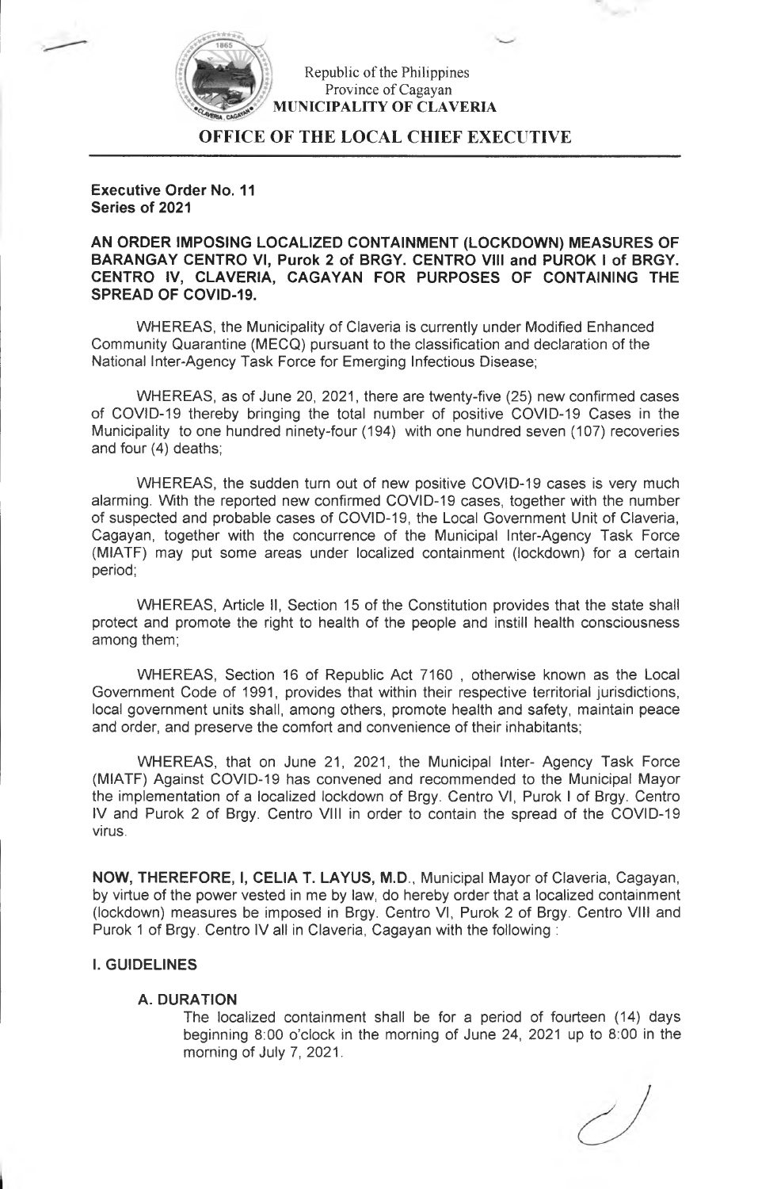Republic of the Philippines
Province of Cagayan
**MUNICIPALITY OF CLAVERIA**

## OFFICE OF THE LOCAL CHIEF EXECUTIVE

**Executive Order No. 11**
**Series of 2021**

**AN ORDER IMPOSING LOCALIZED CONTAINMENT (LOCKDOWN) MEASURES OF BARANGAY CENTRO VI, Purok 2 of BRGY. CENTRO VIII and PUROK I of BRGY. CENTRO IV, CLAVERIA, CAGAYAN FOR PURPOSES OF CONTAINING THE SPREAD OF COVID-19.**

WHEREAS, the Municipality of Claveria is currently under Modified Enhanced Community Quarantine (MECQ) pursuant to the classification and declaration of the National Inter-Agency Task Force for Emerging Infectious Disease;

WHEREAS, as of June 20, 2021, there are twenty-five (25) new confirmed cases of COVID-19 thereby bringing the total number of positive COVID-19 Cases in the Municipality to one hundred ninety-four (194) with one hundred seven (107) recoveries and four (4) deaths;

WHEREAS, the sudden turn out of new positive COVID-19 cases is very much alarming. With the reported new confirmed COVID-19 cases, together with the number of suspected and probable cases of COVID-19, the Local Government Unit of Claveria, Cagayan, together with the concurrence of the Municipal Inter-Agency Task Force (MIATF) may put some areas under localized containment (lockdown) for a certain period;

WHEREAS, Article II, Section 15 of the Constitution provides that the state shall protect and promote the right to health of the people and instill health consciousness among them;

WHEREAS, Section 16 of Republic Act 7160 , otherwise known as the Local Government Code of 1991, provides that within their respective territorial jurisdictions, local government units shall, among others, promote health and safety, maintain peace and order, and preserve the comfort and convenience of their inhabitants;

WHEREAS, that on June 21, 2021, the Municipal Inter- Agency Task Force (MIATF) Against COVID-19 has convened and recommended to the Municipal Mayor the implementation of a localized lockdown of Brgy. Centro VI, Purok I of Brgy. Centro IV and Purok 2 of Brgy. Centro VIII in order to contain the spread of the COVID-19 virus.

**NOW, THEREFORE, I, CELIA T. LAYUS, M.D.**, Municipal Mayor of Claveria, Cagayan, by virtue of the power vested in me by law, do hereby order that a localized containment (lockdown) measures be imposed in Brgy. Centro VI, Purok 2 of Brgy. Centro VIII and Purok 1 of Brgy. Centro IV all in Claveria, Cagayan with the following :

### I. GUIDELINES

#### A. DURATION

The localized containment shall be for a period of fourteen (14) days beginning 8:00 o'clock in the morning of June 24, 2021 up to 8:00 in the morning of July 7, 2021.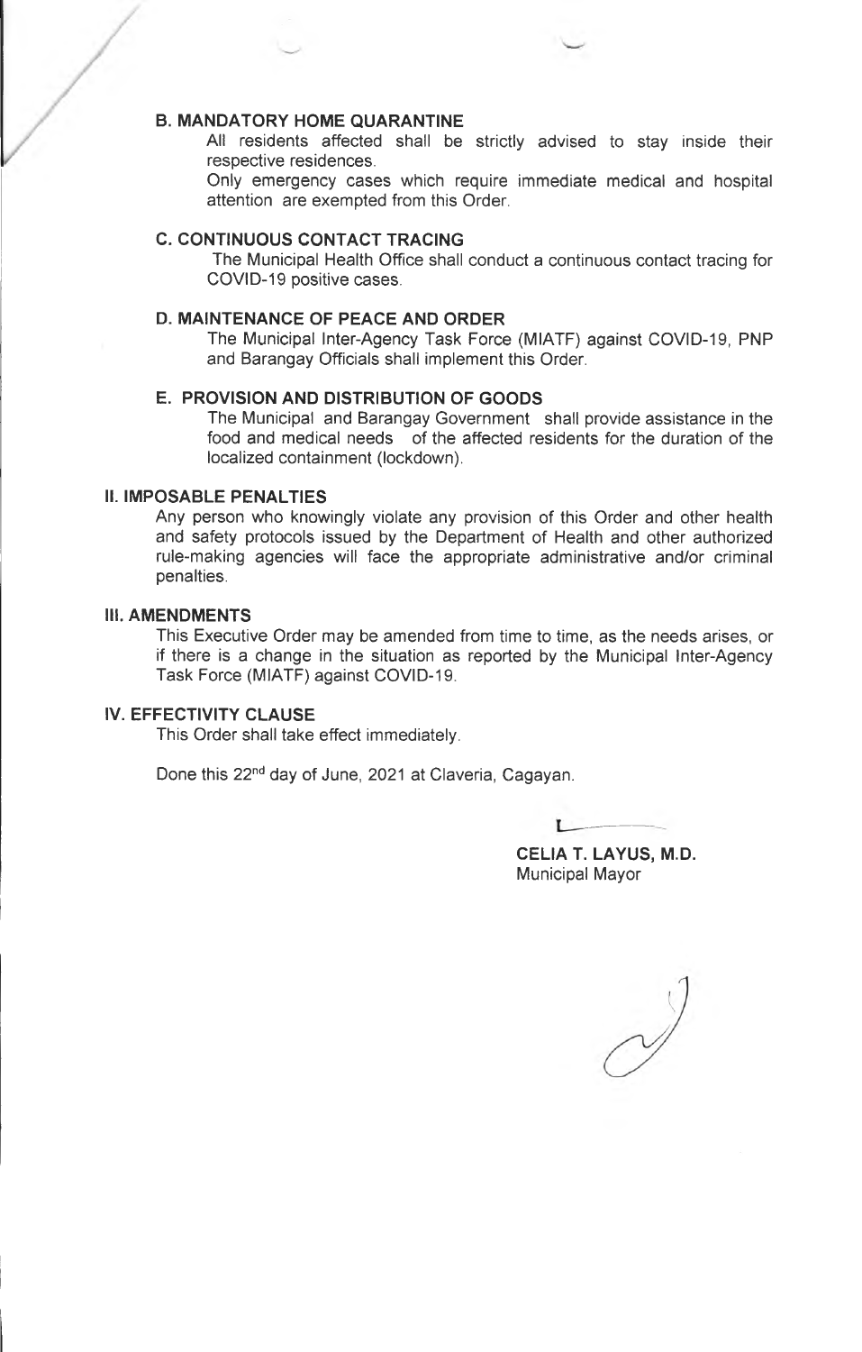### B. MANDATORY HOME QUARANTINE

All residents affected shall be strictly advised to stay inside their respective residences.

Only emergency cases which require immediate medical and hospital attention are exempted from this Order.

### C. CONTINUOUS CONTACT TRACING

The Municipal Health Office shall conduct a continuous contact tracing for COVID-19 positive cases.

### D. MAINTENANCE OF PEACE AND ORDER

The Municipal Inter-Agency Task Force (MIATF) against COVID-19, PNP and Barangay Officials shall implement this Order.

### E. PROVISION AND DISTRIBUTION OF GOODS

The Municipal and Barangay Government shall provide assistance in the food and medical needs of the affected residents for the duration of the localized containment (lockdown).

## II. IMPOSABLE PENALTIES

Any person who knowingly violate any provision of this Order and other health and safety protocols issued by the Department of Health and other authorized rule-making agencies will face the appropriate administrative and/or criminal penalties.

## III. AMENDMENTS

This Executive Order may be amended from time to time, as the needs arises, or if there is a change in the situation as reported by the Municipal Inter-Agency Task Force (MIATF) against COVID-19.

## IV. EFFECTIVITY CLAUSE

This Order shall take effect immediately.

Done this 22nd day of June, 2021 at Claveria, Cagayan.

**CELIA T. LAYUS, M.D.**
Municipal Mayor